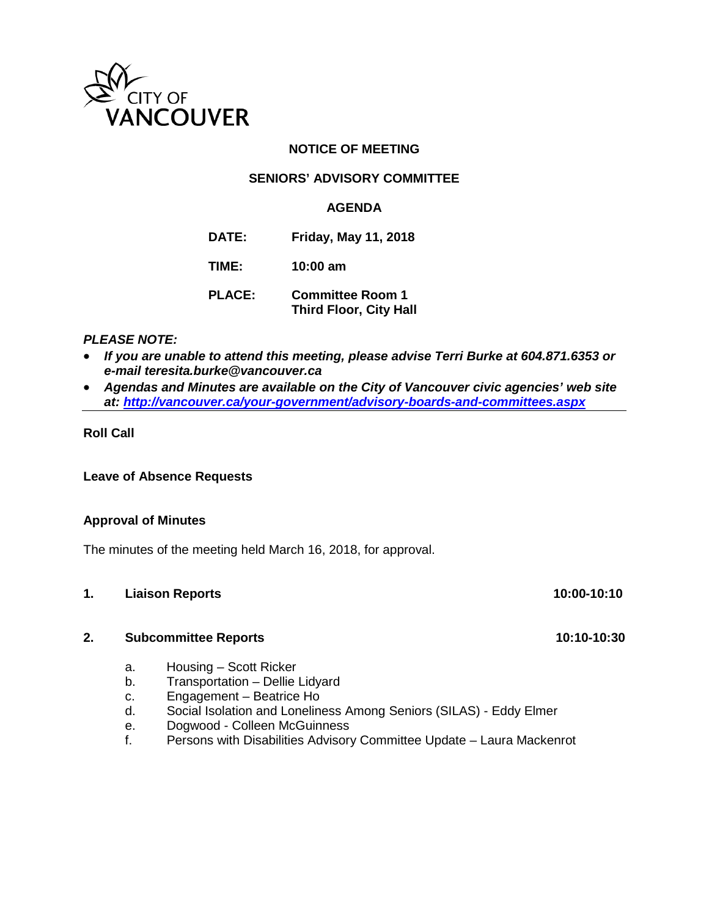CITY OF VANCOUVER

**NOTICE OF MEETING**

**SENIORS' ADVISORY COMMITTEE**

**AGENDA**

**DATE:** **Friday, May 11, 2018**

**TIME:** **10:00 am**

**PLACE:** **Committee Room 1**
**Third Floor, City Hall**

***PLEASE NOTE:***

- ***If you are unable to attend this meeting, please advise Terri Burke at 604.871.6353 or e-mail teresita.burke@vancouver.ca***
- ***Agendas and Minutes are available on the City of Vancouver civic agencies' web site at: http://vancouver.ca/your-government/advisory-boards-and-committees.aspx***

---

**Roll Call**

**Leave of Absence Requests**

**Approval of Minutes**

The minutes of the meeting held March 16, 2018, for approval.

**1. Liaison Reports** **10:00-10:10**

**2. Subcommittee Reports** **10:10-10:30**

a. Housing – Scott Ricker
b. Transportation – Dellie Lidyard
c. Engagement – Beatrice Ho
d. Social Isolation and Loneliness Among Seniors (SILAS) - Eddy Elmer
e. Dogwood - Colleen McGuinness
f. Persons with Disabilities Advisory Committee Update – Laura Mackenrot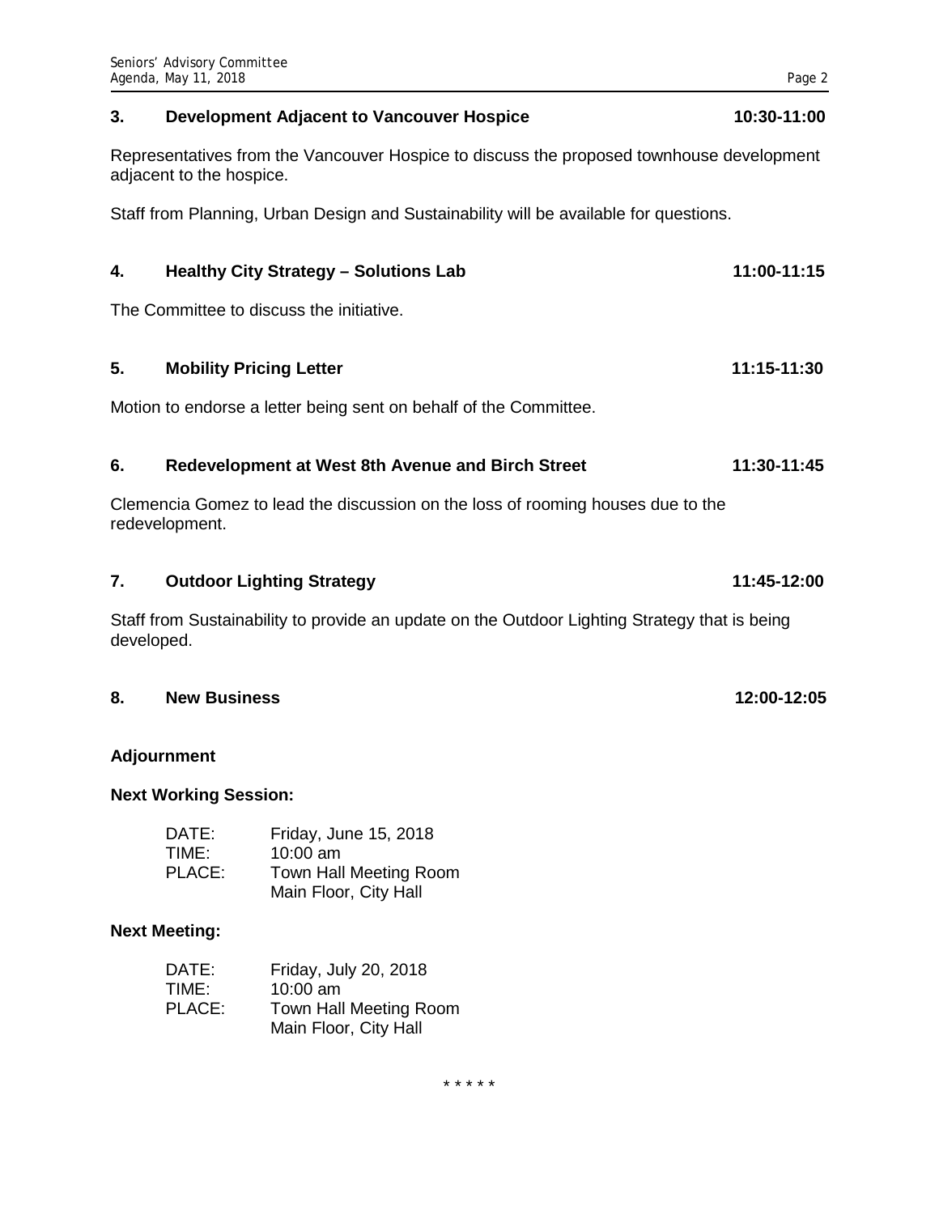## 3. Development Adjacent to Vancouver Hospice 10:30-11:00

Representatives from the Vancouver Hospice to discuss the proposed townhouse development adjacent to the hospice.

Staff from Planning, Urban Design and Sustainability will be available for questions.

## 4. Healthy City Strategy – Solutions Lab 11:00-11:15

The Committee to discuss the initiative.

## 5. Mobility Pricing Letter 11:15-11:30

Motion to endorse a letter being sent on behalf of the Committee.

## 6. Redevelopment at West 8th Avenue and Birch Street 11:30-11:45

Clemencia Gomez to lead the discussion on the loss of rooming houses due to the redevelopment.

## 7. Outdoor Lighting Strategy 11:45-12:00

Staff from Sustainability to provide an update on the Outdoor Lighting Strategy that is being developed.

## 8. New Business 12:00-12:05

**Adjournment**

**Next Working Session:**

| | |
|---|---|
| DATE: | Friday, June 15, 2018 |
| TIME: | 10:00 am |
| PLACE: | Town Hall Meeting Room<br>Main Floor, City Hall |

**Next Meeting:**

| | |
|---|---|
| DATE: | Friday, July 20, 2018 |
| TIME: | 10:00 am |
| PLACE: | Town Hall Meeting Room<br>Main Floor, City Hall |

* * * * *